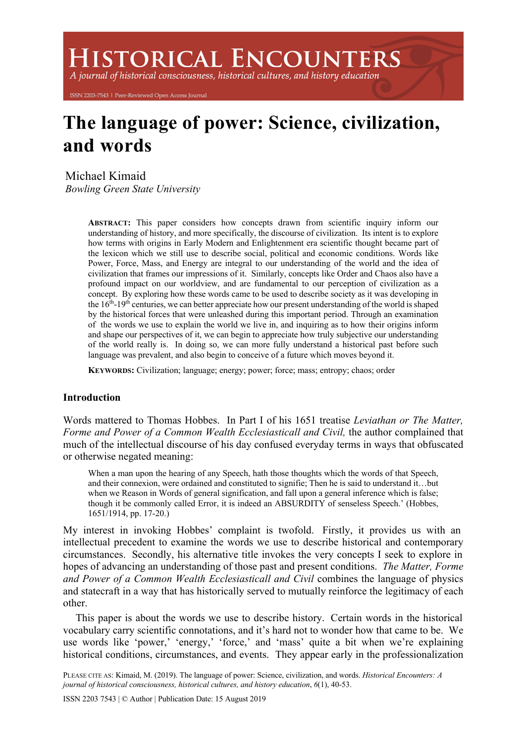# HISTORICAL ENCOUNTERS

*A journal of historical consciousness, historical cultures, and history education*

ISSN 2203-7543 | Peer-Reviewed Open Access Journal

# The language of power: Science, civilization, and words

Michael Kimaid
*Bowling Green State University*

**ABSTRACT:** This paper considers how concepts drawn from scientific inquiry inform our understanding of history, and more specifically, the discourse of civilization. Its intent is to explore how terms with origins in Early Modern and Enlightenment era scientific thought became part of the lexicon which we still use to describe social, political and economic conditions. Words like Power, Force, Mass, and Energy are integral to our understanding of the world and the idea of civilization that frames our impressions of it. Similarly, concepts like Order and Chaos also have a profound impact on our worldview, and are fundamental to our perception of civilization as a concept. By exploring how these words came to be used to describe society as it was developing in the 16th-19th centuries, we can better appreciate how our present understanding of the world is shaped by the historical forces that were unleashed during this important period. Through an examination of the words we use to explain the world we live in, and inquiring as to how their origins inform and shape our perspectives of it, we can begin to appreciate how truly subjective our understanding of the world really is. In doing so, we can more fully understand a historical past before such language was prevalent, and also begin to conceive of a future which moves beyond it.

**KEYWORDS:** Civilization; language; energy; power; force; mass; entropy; chaos; order

## Introduction

Words mattered to Thomas Hobbes. In Part I of his 1651 treatise *Leviathan or The Matter, Forme and Power of a Common Wealth Ecclesiasticall and Civil,* the author complained that much of the intellectual discourse of his day confused everyday terms in ways that obfuscated or otherwise negated meaning:

> When a man upon the hearing of any Speech, hath those thoughts which the words of that Speech, and their connexion, were ordained and constituted to signifie; Then he is said to understand it…but when we Reason in Words of general signification, and fall upon a general inference which is false; though it be commonly called Error, it is indeed an ABSURDITY of senseless Speech.' (Hobbes, 1651/1914, pp. 17-20.)

My interest in invoking Hobbes' complaint is twofold. Firstly, it provides us with an intellectual precedent to examine the words we use to describe historical and contemporary circumstances. Secondly, his alternative title invokes the very concepts I seek to explore in hopes of advancing an understanding of those past and present conditions. *The Matter, Forme and Power of a Common Wealth Ecclesiasticall and Civil* combines the language of physics and statecraft in a way that has historically served to mutually reinforce the legitimacy of each other.

This paper is about the words we use to describe history. Certain words in the historical vocabulary carry scientific connotations, and it's hard not to wonder how that came to be. We use words like 'power,' 'energy,' 'force,' and 'mass' quite a bit when we're explaining historical conditions, circumstances, and events. They appear early in the professionalization

PLEASE CITE AS: Kimaid, M. (2019). The language of power: Science, civilization, and words. *Historical Encounters: A journal of historical consciousness, historical cultures, and history education*, *6*(1), 40-53.

ISSN 2203 7543 | © Author | Publication Date: 15 August 2019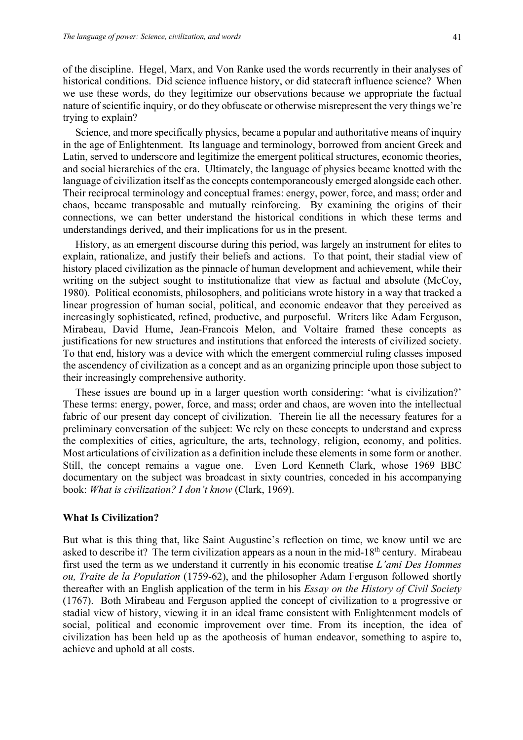of the discipline. Hegel, Marx, and Von Ranke used the words recurrently in their analyses of historical conditions. Did science influence history, or did statecraft influence science? When we use these words, do they legitimize our observations because we appropriate the factual nature of scientific inquiry, or do they obfuscate or otherwise misrepresent the very things we're trying to explain?

Science, and more specifically physics, became a popular and authoritative means of inquiry in the age of Enlightenment. Its language and terminology, borrowed from ancient Greek and Latin, served to underscore and legitimize the emergent political structures, economic theories, and social hierarchies of the era. Ultimately, the language of physics became knotted with the language of civilization itself as the concepts contemporaneously emerged alongside each other. Their reciprocal terminology and conceptual frames: energy, power, force, and mass; order and chaos, became transposable and mutually reinforcing. By examining the origins of their connections, we can better understand the historical conditions in which these terms and understandings derived, and their implications for us in the present.

History, as an emergent discourse during this period, was largely an instrument for elites to explain, rationalize, and justify their beliefs and actions. To that point, their stadial view of history placed civilization as the pinnacle of human development and achievement, while their writing on the subject sought to institutionalize that view as factual and absolute (McCoy, 1980). Political economists, philosophers, and politicians wrote history in a way that tracked a linear progression of human social, political, and economic endeavor that they perceived as increasingly sophisticated, refined, productive, and purposeful. Writers like Adam Ferguson, Mirabeau, David Hume, Jean-Francois Melon, and Voltaire framed these concepts as justifications for new structures and institutions that enforced the interests of civilized society. To that end, history was a device with which the emergent commercial ruling classes imposed the ascendency of civilization as a concept and as an organizing principle upon those subject to their increasingly comprehensive authority.

These issues are bound up in a larger question worth considering: 'what is civilization?' These terms: energy, power, force, and mass; order and chaos, are woven into the intellectual fabric of our present day concept of civilization. Therein lie all the necessary features for a preliminary conversation of the subject: We rely on these concepts to understand and express the complexities of cities, agriculture, the arts, technology, religion, economy, and politics. Most articulations of civilization as a definition include these elements in some form or another. Still, the concept remains a vague one. Even Lord Kenneth Clark, whose 1969 BBC documentary on the subject was broadcast in sixty countries, conceded in his accompanying book: *What is civilization? I don't know* (Clark, 1969).

## What Is Civilization?

But what is this thing that, like Saint Augustine's reflection on time, we know until we are asked to describe it? The term civilization appears as a noun in the mid-18th century. Mirabeau first used the term as we understand it currently in his economic treatise *L'ami Des Hommes ou, Traite de la Population* (1759-62), and the philosopher Adam Ferguson followed shortly thereafter with an English application of the term in his *Essay on the History of Civil Society* (1767). Both Mirabeau and Ferguson applied the concept of civilization to a progressive or stadial view of history, viewing it in an ideal frame consistent with Enlightenment models of social, political and economic improvement over time. From its inception, the idea of civilization has been held up as the apotheosis of human endeavor, something to aspire to, achieve and uphold at all costs.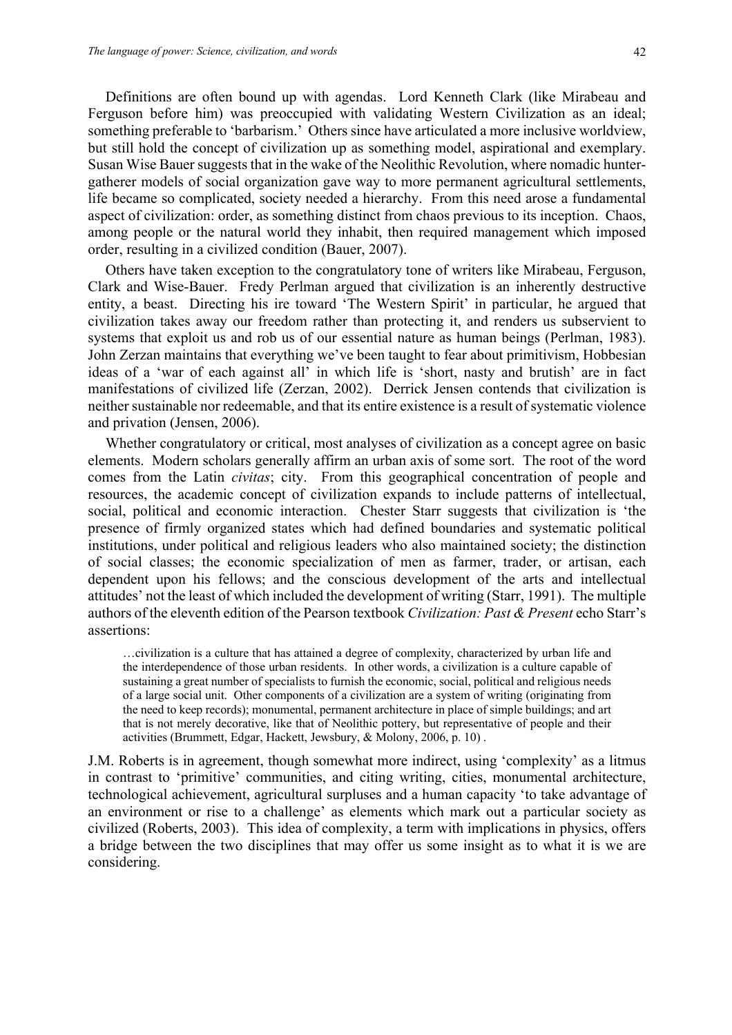Definitions are often bound up with agendas. Lord Kenneth Clark (like Mirabeau and Ferguson before him) was preoccupied with validating Western Civilization as an ideal; something preferable to 'barbarism.' Others since have articulated a more inclusive worldview, but still hold the concept of civilization up as something model, aspirational and exemplary. Susan Wise Bauer suggests that in the wake of the Neolithic Revolution, where nomadic hunter-gatherer models of social organization gave way to more permanent agricultural settlements, life became so complicated, society needed a hierarchy. From this need arose a fundamental aspect of civilization: order, as something distinct from chaos previous to its inception. Chaos, among people or the natural world they inhabit, then required management which imposed order, resulting in a civilized condition (Bauer, 2007).

Others have taken exception to the congratulatory tone of writers like Mirabeau, Ferguson, Clark and Wise-Bauer. Fredy Perlman argued that civilization is an inherently destructive entity, a beast. Directing his ire toward 'The Western Spirit' in particular, he argued that civilization takes away our freedom rather than protecting it, and renders us subservient to systems that exploit us and rob us of our essential nature as human beings (Perlman, 1983). John Zerzan maintains that everything we've been taught to fear about primitivism, Hobbesian ideas of a 'war of each against all' in which life is 'short, nasty and brutish' are in fact manifestations of civilized life (Zerzan, 2002). Derrick Jensen contends that civilization is neither sustainable nor redeemable, and that its entire existence is a result of systematic violence and privation (Jensen, 2006).

Whether congratulatory or critical, most analyses of civilization as a concept agree on basic elements. Modern scholars generally affirm an urban axis of some sort. The root of the word comes from the Latin *civitas*; city. From this geographical concentration of people and resources, the academic concept of civilization expands to include patterns of intellectual, social, political and economic interaction. Chester Starr suggests that civilization is 'the presence of firmly organized states which had defined boundaries and systematic political institutions, under political and religious leaders who also maintained society; the distinction of social classes; the economic specialization of men as farmer, trader, or artisan, each dependent upon his fellows; and the conscious development of the arts and intellectual attitudes' not the least of which included the development of writing (Starr, 1991). The multiple authors of the eleventh edition of the Pearson textbook *Civilization: Past & Present* echo Starr's assertions:

> …civilization is a culture that has attained a degree of complexity, characterized by urban life and the interdependence of those urban residents. In other words, a civilization is a culture capable of sustaining a great number of specialists to furnish the economic, social, political and religious needs of a large social unit. Other components of a civilization are a system of writing (originating from the need to keep records); monumental, permanent architecture in place of simple buildings; and art that is not merely decorative, like that of Neolithic pottery, but representative of people and their activities (Brummett, Edgar, Hackett, Jewsbury, & Molony, 2006, p. 10) .

J.M. Roberts is in agreement, though somewhat more indirect, using 'complexity' as a litmus in contrast to 'primitive' communities, and citing writing, cities, monumental architecture, technological achievement, agricultural surpluses and a human capacity 'to take advantage of an environment or rise to a challenge' as elements which mark out a particular society as civilized (Roberts, 2003). This idea of complexity, a term with implications in physics, offers a bridge between the two disciplines that may offer us some insight as to what it is we are considering.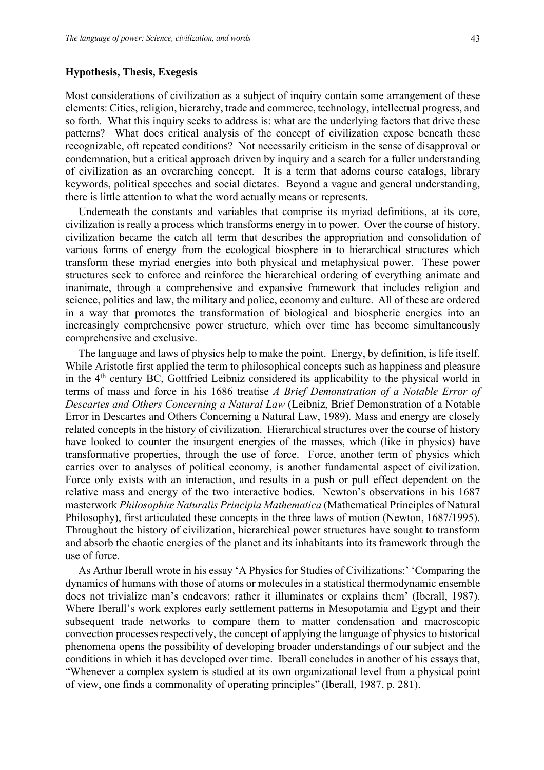### Hypothesis, Thesis, Exegesis

Most considerations of civilization as a subject of inquiry contain some arrangement of these elements: Cities, religion, hierarchy, trade and commerce, technology, intellectual progress, and so forth. What this inquiry seeks to address is: what are the underlying factors that drive these patterns? What does critical analysis of the concept of civilization expose beneath these recognizable, oft repeated conditions? Not necessarily criticism in the sense of disapproval or condemnation, but a critical approach driven by inquiry and a search for a fuller understanding of civilization as an overarching concept. It is a term that adorns course catalogs, library keywords, political speeches and social dictates. Beyond a vague and general understanding, there is little attention to what the word actually means or represents.

Underneath the constants and variables that comprise its myriad definitions, at its core, civilization is really a process which transforms energy in to power. Over the course of history, civilization became the catch all term that describes the appropriation and consolidation of various forms of energy from the ecological biosphere in to hierarchical structures which transform these myriad energies into both physical and metaphysical power. These power structures seek to enforce and reinforce the hierarchical ordering of everything animate and inanimate, through a comprehensive and expansive framework that includes religion and science, politics and law, the military and police, economy and culture. All of these are ordered in a way that promotes the transformation of biological and biospheric energies into an increasingly comprehensive power structure, which over time has become simultaneously comprehensive and exclusive.

The language and laws of physics help to make the point. Energy, by definition, is life itself. While Aristotle first applied the term to philosophical concepts such as happiness and pleasure in the 4th century BC, Gottfried Leibniz considered its applicability to the physical world in terms of mass and force in his 1686 treatise *A Brief Demonstration of a Notable Error of Descartes and Others Concerning a Natural Law* (Leibniz, Brief Demonstration of a Notable Error in Descartes and Others Concerning a Natural Law, 1989)*.* Mass and energy are closely related concepts in the history of civilization. Hierarchical structures over the course of history have looked to counter the insurgent energies of the masses, which (like in physics) have transformative properties, through the use of force. Force, another term of physics which carries over to analyses of political economy, is another fundamental aspect of civilization. Force only exists with an interaction, and results in a push or pull effect dependent on the relative mass and energy of the two interactive bodies. Newton's observations in his 1687 masterwork *Philosophiæ Naturalis Principia Mathematica* (Mathematical Principles of Natural Philosophy), first articulated these concepts in the three laws of motion (Newton, 1687/1995). Throughout the history of civilization, hierarchical power structures have sought to transform and absorb the chaotic energies of the planet and its inhabitants into its framework through the use of force.

As Arthur Iberall wrote in his essay 'A Physics for Studies of Civilizations:' 'Comparing the dynamics of humans with those of atoms or molecules in a statistical thermodynamic ensemble does not trivialize man's endeavors; rather it illuminates or explains them' (Iberall, 1987). Where Iberall's work explores early settlement patterns in Mesopotamia and Egypt and their subsequent trade networks to compare them to matter condensation and macroscopic convection processes respectively, the concept of applying the language of physics to historical phenomena opens the possibility of developing broader understandings of our subject and the conditions in which it has developed over time. Iberall concludes in another of his essays that, "Whenever a complex system is studied at its own organizational level from a physical point of view, one finds a commonality of operating principles" (Iberall, 1987, p. 281).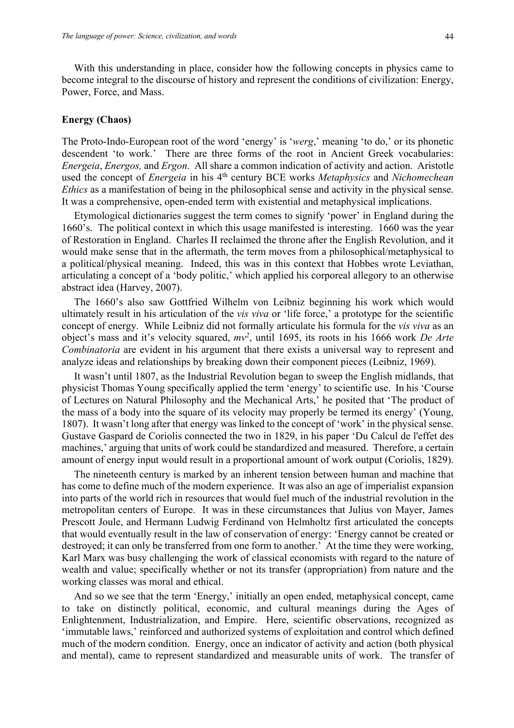With this understanding in place, consider how the following concepts in physics came to become integral to the discourse of history and represent the conditions of civilization: Energy, Power, Force, and Mass.

### Energy (Chaos)

The Proto-Indo-European root of the word 'energy' is '*werg*,' meaning 'to do,' or its phonetic descendent 'to work.' There are three forms of the root in Ancient Greek vocabularies: *Energeia*, *Energos,* and *Ergon*. All share a common indication of activity and action. Aristotle used the concept of *Energeia* in his 4th century BCE works *Metaphysics* and *Nichomechean Ethics* as a manifestation of being in the philosophical sense and activity in the physical sense. It was a comprehensive, open-ended term with existential and metaphysical implications.

Etymological dictionaries suggest the term comes to signify 'power' in England during the 1660's. The political context in which this usage manifested is interesting. 1660 was the year of Restoration in England. Charles II reclaimed the throne after the English Revolution, and it would make sense that in the aftermath, the term moves from a philosophical/metaphysical to a political/physical meaning. Indeed, this was in this context that Hobbes wrote Leviathan, articulating a concept of a 'body politic,' which applied his corporeal allegory to an otherwise abstract idea (Harvey, 2007).

The 1660's also saw Gottfried Wilhelm von Leibniz beginning his work which would ultimately result in his articulation of the *vis viva* or 'life force,' a prototype for the scientific concept of energy. While Leibniz did not formally articulate his formula for the *vis viva* as an object's mass and it's velocity squared, $mv^2$, until 1695, its roots in his 1666 work *De Arte Combinatoria* are evident in his argument that there exists a universal way to represent and analyze ideas and relationships by breaking down their component pieces (Leibniz, 1969).

It wasn't until 1807, as the Industrial Revolution began to sweep the English midlands, that physicist Thomas Young specifically applied the term 'energy' to scientific use. In his 'Course of Lectures on Natural Philosophy and the Mechanical Arts,' he posited that 'The product of the mass of a body into the square of its velocity may properly be termed its energy' (Young, 1807). It wasn't long after that energy was linked to the concept of 'work' in the physical sense. Gustave Gaspard de Coriolis connected the two in 1829, in his paper 'Du Calcul de l'effet des machines,' arguing that units of work could be standardized and measured. Therefore, a certain amount of energy input would result in a proportional amount of work output (Coriolis, 1829).

The nineteenth century is marked by an inherent tension between human and machine that has come to define much of the modern experience. It was also an age of imperialist expansion into parts of the world rich in resources that would fuel much of the industrial revolution in the metropolitan centers of Europe. It was in these circumstances that Julius von Mayer, James Prescott Joule, and Hermann Ludwig Ferdinand von Helmholtz first articulated the concepts that would eventually result in the law of conservation of energy: 'Energy cannot be created or destroyed; it can only be transferred from one form to another.' At the time they were working, Karl Marx was busy challenging the work of classical economists with regard to the nature of wealth and value; specifically whether or not its transfer (appropriation) from nature and the working classes was moral and ethical.

And so we see that the term 'Energy,' initially an open ended, metaphysical concept, came to take on distinctly political, economic, and cultural meanings during the Ages of Enlightenment, Industrialization, and Empire. Here, scientific observations, recognized as 'immutable laws,' reinforced and authorized systems of exploitation and control which defined much of the modern condition. Energy, once an indicator of activity and action (both physical and mental), came to represent standardized and measurable units of work. The transfer of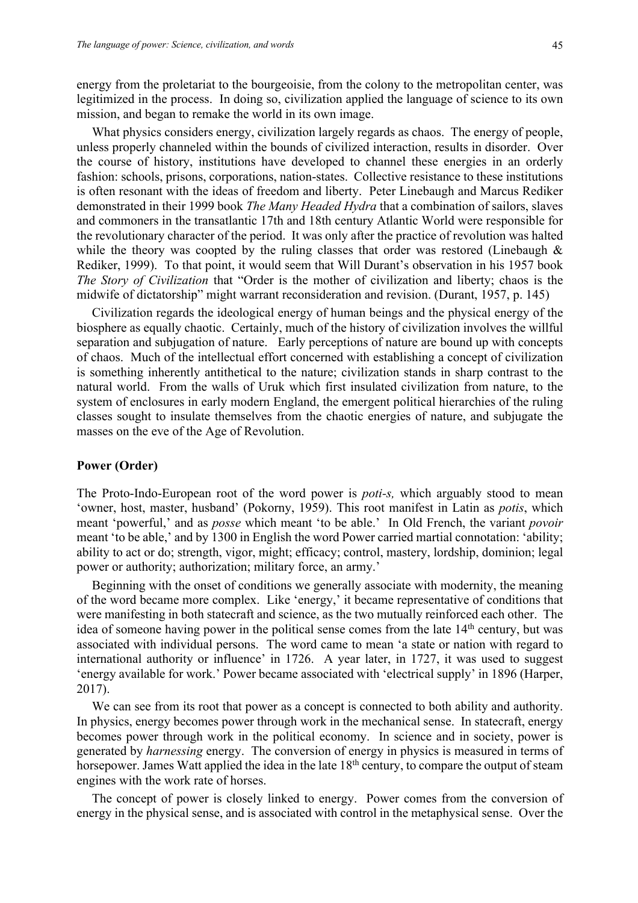energy from the proletariat to the bourgeoisie, from the colony to the metropolitan center, was legitimized in the process. In doing so, civilization applied the language of science to its own mission, and began to remake the world in its own image.

What physics considers energy, civilization largely regards as chaos. The energy of people, unless properly channeled within the bounds of civilized interaction, results in disorder. Over the course of history, institutions have developed to channel these energies in an orderly fashion: schools, prisons, corporations, nation-states. Collective resistance to these institutions is often resonant with the ideas of freedom and liberty. Peter Linebaugh and Marcus Rediker demonstrated in their 1999 book *The Many Headed Hydra* that a combination of sailors, slaves and commoners in the transatlantic 17th and 18th century Atlantic World were responsible for the revolutionary character of the period. It was only after the practice of revolution was halted while the theory was coopted by the ruling classes that order was restored (Linebaugh & Rediker, 1999). To that point, it would seem that Will Durant's observation in his 1957 book *The Story of Civilization* that "Order is the mother of civilization and liberty; chaos is the midwife of dictatorship" might warrant reconsideration and revision. (Durant, 1957, p. 145)

Civilization regards the ideological energy of human beings and the physical energy of the biosphere as equally chaotic. Certainly, much of the history of civilization involves the willful separation and subjugation of nature. Early perceptions of nature are bound up with concepts of chaos. Much of the intellectual effort concerned with establishing a concept of civilization is something inherently antithetical to the nature; civilization stands in sharp contrast to the natural world. From the walls of Uruk which first insulated civilization from nature, to the system of enclosures in early modern England, the emergent political hierarchies of the ruling classes sought to insulate themselves from the chaotic energies of nature, and subjugate the masses on the eve of the Age of Revolution.

## Power (Order)

The Proto-Indo-European root of the word power is *poti-s,* which arguably stood to mean 'owner, host, master, husband' (Pokorny, 1959). This root manifest in Latin as *potis*, which meant 'powerful,' and as *posse* which meant 'to be able.' In Old French, the variant *povoir* meant 'to be able,' and by 1300 in English the word Power carried martial connotation: 'ability; ability to act or do; strength, vigor, might; efficacy; control, mastery, lordship, dominion; legal power or authority; authorization; military force, an army.'

Beginning with the onset of conditions we generally associate with modernity, the meaning of the word became more complex. Like 'energy,' it became representative of conditions that were manifesting in both statecraft and science, as the two mutually reinforced each other. The idea of someone having power in the political sense comes from the late 14th century, but was associated with individual persons. The word came to mean 'a state or nation with regard to international authority or influence' in 1726. A year later, in 1727, it was used to suggest 'energy available for work.' Power became associated with 'electrical supply' in 1896 (Harper, 2017).

We can see from its root that power as a concept is connected to both ability and authority. In physics, energy becomes power through work in the mechanical sense. In statecraft, energy becomes power through work in the political economy. In science and in society, power is generated by *harnessing* energy. The conversion of energy in physics is measured in terms of horsepower. James Watt applied the idea in the late 18th century, to compare the output of steam engines with the work rate of horses.

The concept of power is closely linked to energy. Power comes from the conversion of energy in the physical sense, and is associated with control in the metaphysical sense. Over the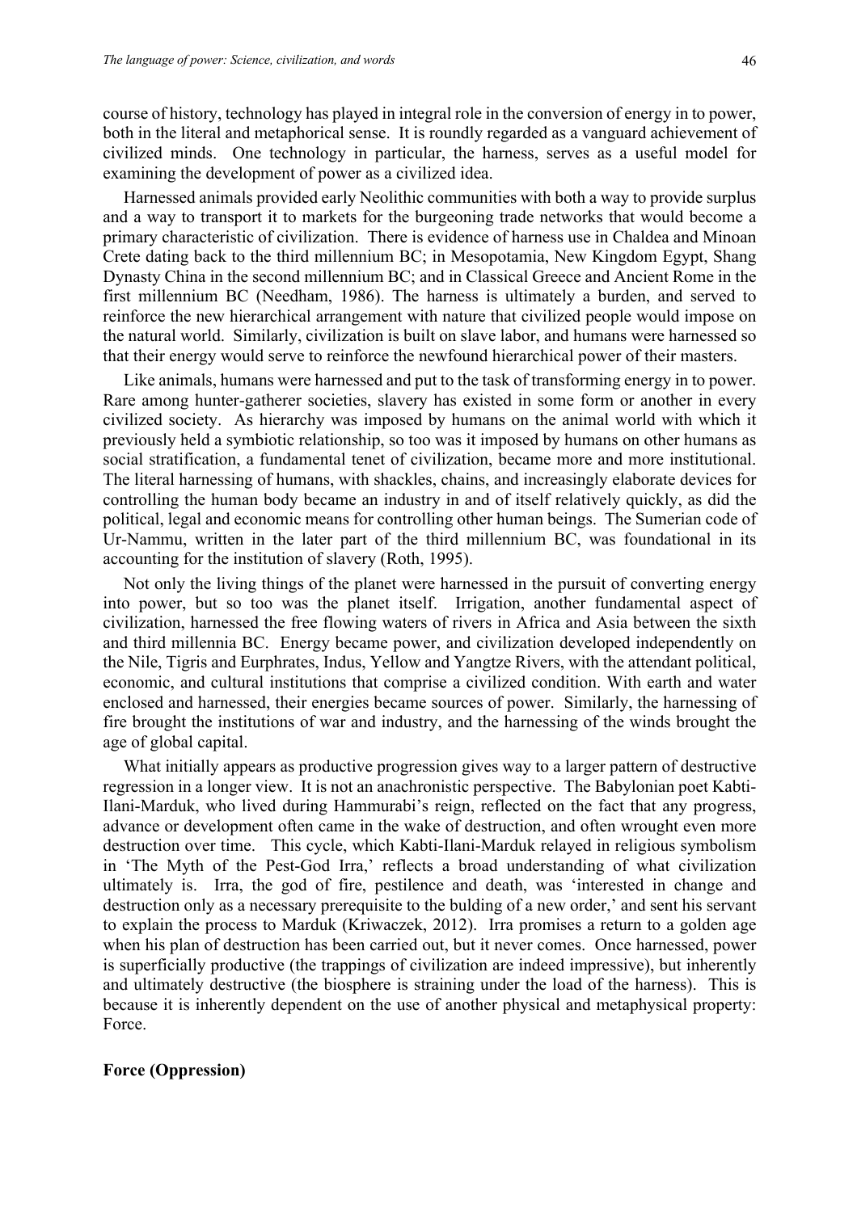course of history, technology has played in integral role in the conversion of energy in to power, both in the literal and metaphorical sense. It is roundly regarded as a vanguard achievement of civilized minds. One technology in particular, the harness, serves as a useful model for examining the development of power as a civilized idea.

Harnessed animals provided early Neolithic communities with both a way to provide surplus and a way to transport it to markets for the burgeoning trade networks that would become a primary characteristic of civilization. There is evidence of harness use in Chaldea and Minoan Crete dating back to the third millennium BC; in Mesopotamia, New Kingdom Egypt, Shang Dynasty China in the second millennium BC; and in Classical Greece and Ancient Rome in the first millennium BC (Needham, 1986). The harness is ultimately a burden, and served to reinforce the new hierarchical arrangement with nature that civilized people would impose on the natural world. Similarly, civilization is built on slave labor, and humans were harnessed so that their energy would serve to reinforce the newfound hierarchical power of their masters.

Like animals, humans were harnessed and put to the task of transforming energy in to power. Rare among hunter-gatherer societies, slavery has existed in some form or another in every civilized society. As hierarchy was imposed by humans on the animal world with which it previously held a symbiotic relationship, so too was it imposed by humans on other humans as social stratification, a fundamental tenet of civilization, became more and more institutional. The literal harnessing of humans, with shackles, chains, and increasingly elaborate devices for controlling the human body became an industry in and of itself relatively quickly, as did the political, legal and economic means for controlling other human beings. The Sumerian code of Ur-Nammu, written in the later part of the third millennium BC, was foundational in its accounting for the institution of slavery (Roth, 1995).

Not only the living things of the planet were harnessed in the pursuit of converting energy into power, but so too was the planet itself. Irrigation, another fundamental aspect of civilization, harnessed the free flowing waters of rivers in Africa and Asia between the sixth and third millennia BC. Energy became power, and civilization developed independently on the Nile, Tigris and Eurphrates, Indus, Yellow and Yangtze Rivers, with the attendant political, economic, and cultural institutions that comprise a civilized condition. With earth and water enclosed and harnessed, their energies became sources of power. Similarly, the harnessing of fire brought the institutions of war and industry, and the harnessing of the winds brought the age of global capital.

What initially appears as productive progression gives way to a larger pattern of destructive regression in a longer view. It is not an anachronistic perspective. The Babylonian poet Kabti-Ilani-Marduk, who lived during Hammurabi's reign, reflected on the fact that any progress, advance or development often came in the wake of destruction, and often wrought even more destruction over time. This cycle, which Kabti-Ilani-Marduk relayed in religious symbolism in 'The Myth of the Pest-God Irra,' reflects a broad understanding of what civilization ultimately is. Irra, the god of fire, pestilence and death, was 'interested in change and destruction only as a necessary prerequisite to the bulding of a new order,' and sent his servant to explain the process to Marduk (Kriwaczek, 2012). Irra promises a return to a golden age when his plan of destruction has been carried out, but it never comes. Once harnessed, power is superficially productive (the trappings of civilization are indeed impressive), but inherently and ultimately destructive (the biosphere is straining under the load of the harness). This is because it is inherently dependent on the use of another physical and metaphysical property: Force.

**Force (Oppression)**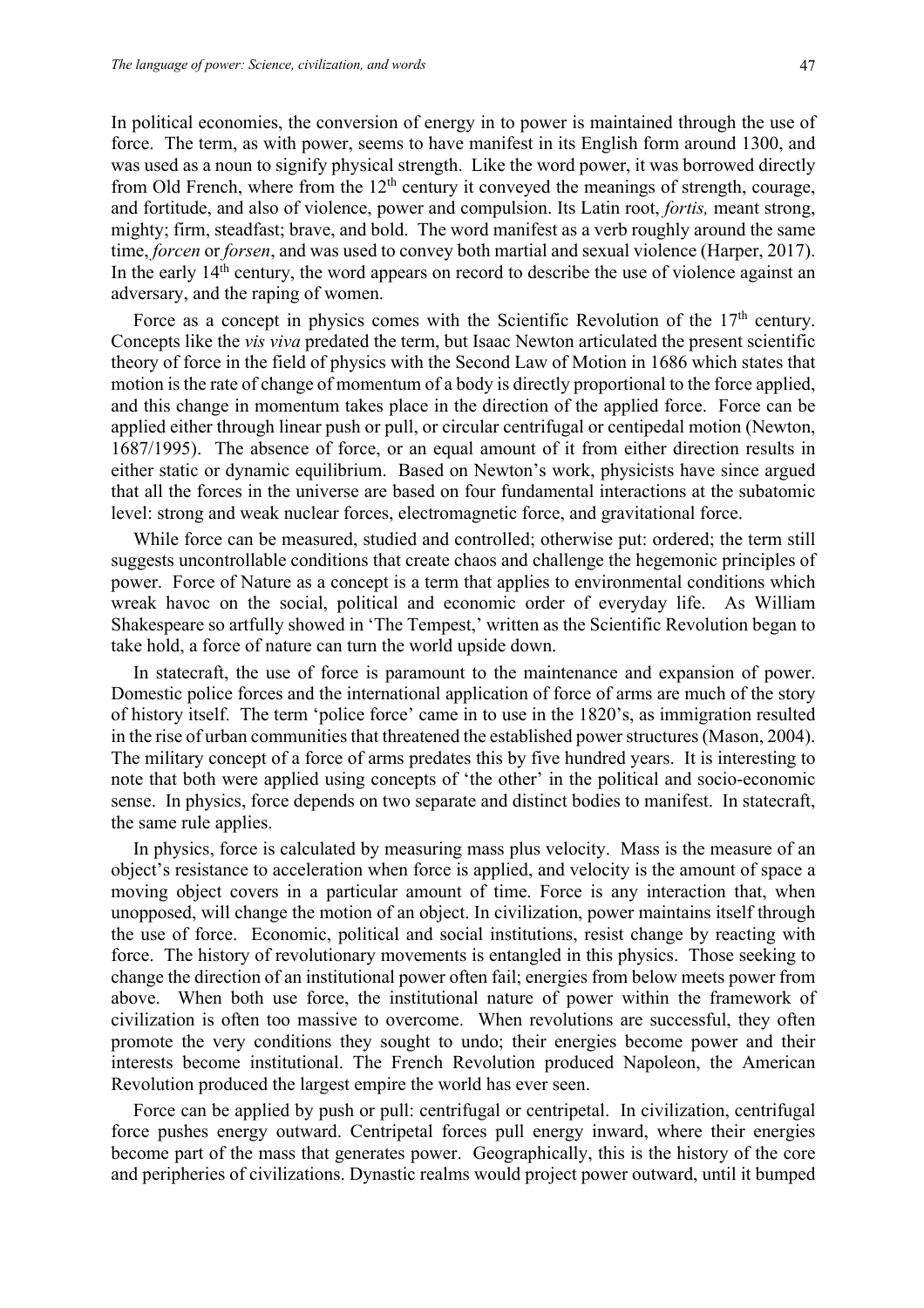In political economies, the conversion of energy in to power is maintained through the use of force. The term, as with power, seems to have manifest in its English form around 1300, and was used as a noun to signify physical strength. Like the word power, it was borrowed directly from Old French, where from the 12th century it conveyed the meanings of strength, courage, and fortitude, and also of violence, power and compulsion. Its Latin root, *fortis,* meant strong, mighty; firm, steadfast; brave, and bold. The word manifest as a verb roughly around the same time, *forcen* or *forsen*, and was used to convey both martial and sexual violence (Harper, 2017). In the early 14th century, the word appears on record to describe the use of violence against an adversary, and the raping of women.

Force as a concept in physics comes with the Scientific Revolution of the 17th century. Concepts like the *vis viva* predated the term, but Isaac Newton articulated the present scientific theory of force in the field of physics with the Second Law of Motion in 1686 which states that motion is the rate of change of momentum of a body is directly proportional to the force applied, and this change in momentum takes place in the direction of the applied force. Force can be applied either through linear push or pull, or circular centrifugal or centipedal motion (Newton, 1687/1995). The absence of force, or an equal amount of it from either direction results in either static or dynamic equilibrium. Based on Newton's work, physicists have since argued that all the forces in the universe are based on four fundamental interactions at the subatomic level: strong and weak nuclear forces, electromagnetic force, and gravitational force.

While force can be measured, studied and controlled; otherwise put: ordered; the term still suggests uncontrollable conditions that create chaos and challenge the hegemonic principles of power. Force of Nature as a concept is a term that applies to environmental conditions which wreak havoc on the social, political and economic order of everyday life. As William Shakespeare so artfully showed in 'The Tempest,' written as the Scientific Revolution began to take hold, a force of nature can turn the world upside down.

In statecraft, the use of force is paramount to the maintenance and expansion of power. Domestic police forces and the international application of force of arms are much of the story of history itself. The term 'police force' came in to use in the 1820's, as immigration resulted in the rise of urban communities that threatened the established power structures (Mason, 2004). The military concept of a force of arms predates this by five hundred years. It is interesting to note that both were applied using concepts of 'the other' in the political and socio-economic sense. In physics, force depends on two separate and distinct bodies to manifest. In statecraft, the same rule applies.

In physics, force is calculated by measuring mass plus velocity. Mass is the measure of an object's resistance to acceleration when force is applied, and velocity is the amount of space a moving object covers in a particular amount of time. Force is any interaction that, when unopposed, will change the motion of an object. In civilization, power maintains itself through the use of force. Economic, political and social institutions, resist change by reacting with force. The history of revolutionary movements is entangled in this physics. Those seeking to change the direction of an institutional power often fail; energies from below meets power from above. When both use force, the institutional nature of power within the framework of civilization is often too massive to overcome. When revolutions are successful, they often promote the very conditions they sought to undo; their energies become power and their interests become institutional. The French Revolution produced Napoleon, the American Revolution produced the largest empire the world has ever seen.

Force can be applied by push or pull: centrifugal or centripetal. In civilization, centrifugal force pushes energy outward. Centripetal forces pull energy inward, where their energies become part of the mass that generates power. Geographically, this is the history of the core and peripheries of civilizations. Dynastic realms would project power outward, until it bumped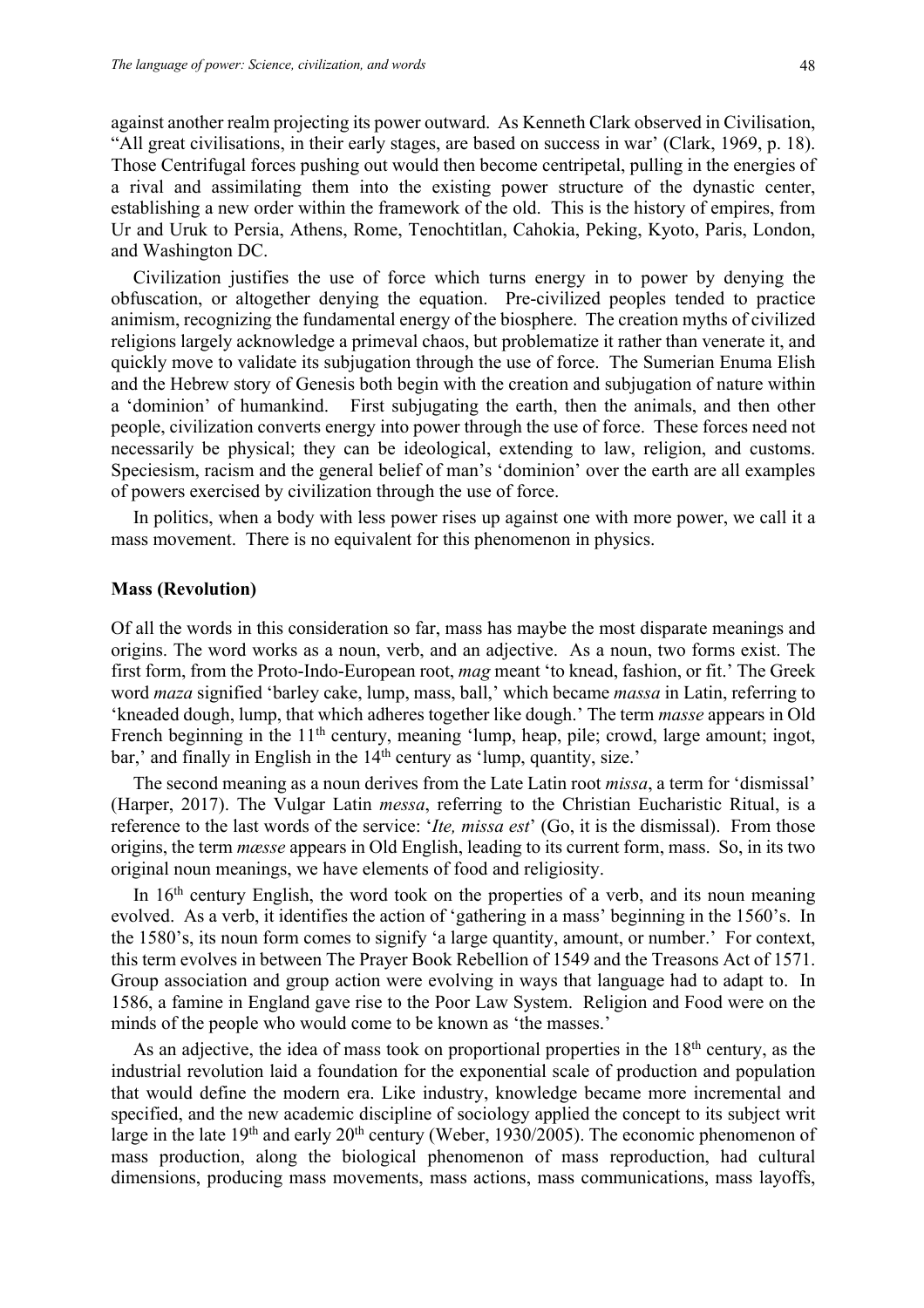against another realm projecting its power outward. As Kenneth Clark observed in Civilisation, "All great civilisations, in their early stages, are based on success in war' (Clark, 1969, p. 18). Those Centrifugal forces pushing out would then become centripetal, pulling in the energies of a rival and assimilating them into the existing power structure of the dynastic center, establishing a new order within the framework of the old. This is the history of empires, from Ur and Uruk to Persia, Athens, Rome, Tenochtitlan, Cahokia, Peking, Kyoto, Paris, London, and Washington DC.

Civilization justifies the use of force which turns energy in to power by denying the obfuscation, or altogether denying the equation. Pre-civilized peoples tended to practice animism, recognizing the fundamental energy of the biosphere. The creation myths of civilized religions largely acknowledge a primeval chaos, but problematize it rather than venerate it, and quickly move to validate its subjugation through the use of force. The Sumerian Enuma Elish and the Hebrew story of Genesis both begin with the creation and subjugation of nature within a 'dominion' of humankind. First subjugating the earth, then the animals, and then other people, civilization converts energy into power through the use of force. These forces need not necessarily be physical; they can be ideological, extending to law, religion, and customs. Speciesism, racism and the general belief of man's 'dominion' over the earth are all examples of powers exercised by civilization through the use of force.

In politics, when a body with less power rises up against one with more power, we call it a mass movement. There is no equivalent for this phenomenon in physics.

### Mass (Revolution)

Of all the words in this consideration so far, mass has maybe the most disparate meanings and origins. The word works as a noun, verb, and an adjective. As a noun, two forms exist. The first form, from the Proto-Indo-European root, *mag* meant 'to knead, fashion, or fit.' The Greek word *maza* signified 'barley cake, lump, mass, ball,' which became *massa* in Latin, referring to 'kneaded dough, lump, that which adheres together like dough.' The term *masse* appears in Old French beginning in the 11th century, meaning 'lump, heap, pile; crowd, large amount; ingot, bar,' and finally in English in the 14th century as 'lump, quantity, size.'

The second meaning as a noun derives from the Late Latin root *missa*, a term for 'dismissal' (Harper, 2017). The Vulgar Latin *messa*, referring to the Christian Eucharistic Ritual, is a reference to the last words of the service: '*Ite, missa est*' (Go, it is the dismissal). From those origins, the term *mæsse* appears in Old English, leading to its current form, mass. So, in its two original noun meanings, we have elements of food and religiosity.

In 16th century English, the word took on the properties of a verb, and its noun meaning evolved. As a verb, it identifies the action of 'gathering in a mass' beginning in the 1560's. In the 1580's, its noun form comes to signify 'a large quantity, amount, or number.' For context, this term evolves in between The Prayer Book Rebellion of 1549 and the Treasons Act of 1571. Group association and group action were evolving in ways that language had to adapt to. In 1586, a famine in England gave rise to the Poor Law System. Religion and Food were on the minds of the people who would come to be known as 'the masses.'

As an adjective, the idea of mass took on proportional properties in the 18th century, as the industrial revolution laid a foundation for the exponential scale of production and population that would define the modern era. Like industry, knowledge became more incremental and specified, and the new academic discipline of sociology applied the concept to its subject writ large in the late 19th and early 20th century (Weber, 1930/2005). The economic phenomenon of mass production, along the biological phenomenon of mass reproduction, had cultural dimensions, producing mass movements, mass actions, mass communications, mass layoffs,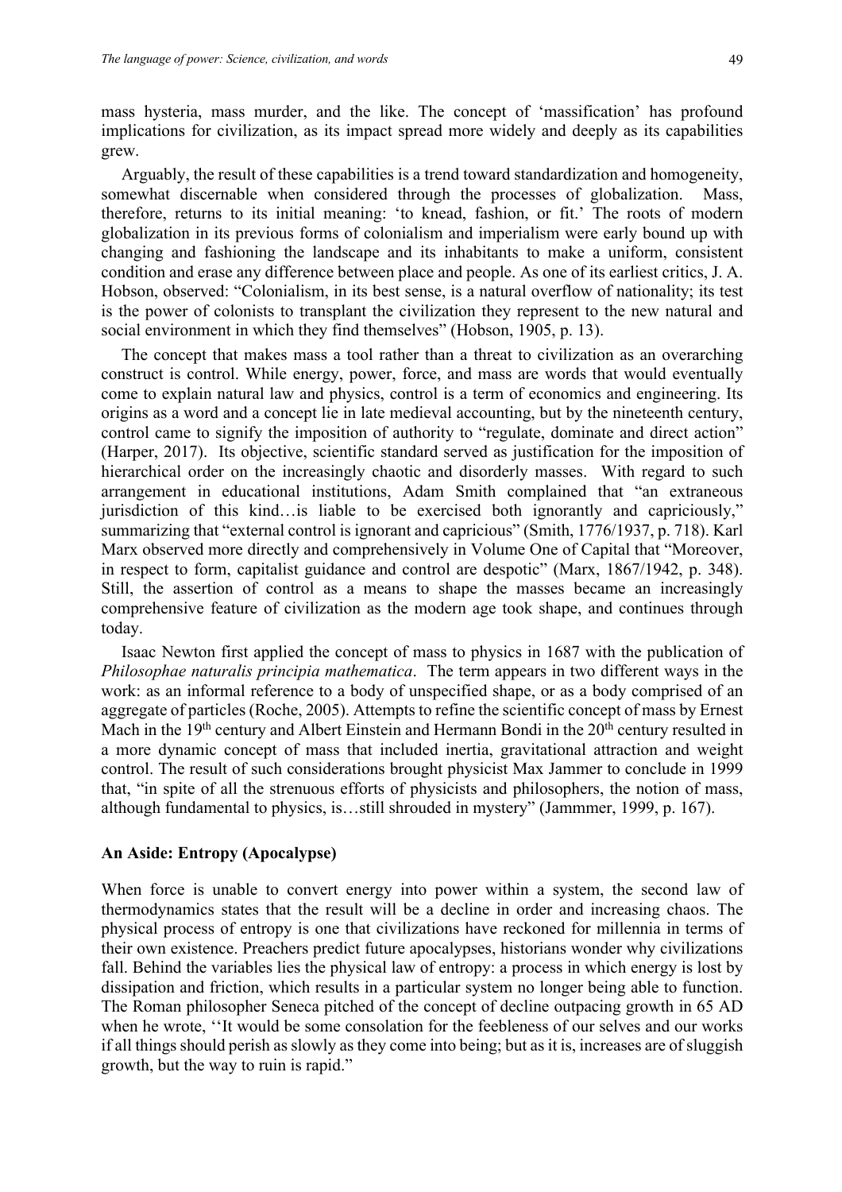mass hysteria, mass murder, and the like. The concept of 'massification' has profound implications for civilization, as its impact spread more widely and deeply as its capabilities grew.

Arguably, the result of these capabilities is a trend toward standardization and homogeneity, somewhat discernable when considered through the processes of globalization. Mass, therefore, returns to its initial meaning: 'to knead, fashion, or fit.' The roots of modern globalization in its previous forms of colonialism and imperialism were early bound up with changing and fashioning the landscape and its inhabitants to make a uniform, consistent condition and erase any difference between place and people. As one of its earliest critics, J. A. Hobson, observed: "Colonialism, in its best sense, is a natural overflow of nationality; its test is the power of colonists to transplant the civilization they represent to the new natural and social environment in which they find themselves" (Hobson, 1905, p. 13).

The concept that makes mass a tool rather than a threat to civilization as an overarching construct is control. While energy, power, force, and mass are words that would eventually come to explain natural law and physics, control is a term of economics and engineering. Its origins as a word and a concept lie in late medieval accounting, but by the nineteenth century, control came to signify the imposition of authority to "regulate, dominate and direct action" (Harper, 2017). Its objective, scientific standard served as justification for the imposition of hierarchical order on the increasingly chaotic and disorderly masses. With regard to such arrangement in educational institutions, Adam Smith complained that "an extraneous jurisdiction of this kind…is liable to be exercised both ignorantly and capriciously," summarizing that "external control is ignorant and capricious" (Smith, 1776/1937, p. 718). Karl Marx observed more directly and comprehensively in Volume One of Capital that "Moreover, in respect to form, capitalist guidance and control are despotic" (Marx, 1867/1942, p. 348). Still, the assertion of control as a means to shape the masses became an increasingly comprehensive feature of civilization as the modern age took shape, and continues through today.

Isaac Newton first applied the concept of mass to physics in 1687 with the publication of *Philosophae naturalis principia mathematica*. The term appears in two different ways in the work: as an informal reference to a body of unspecified shape, or as a body comprised of an aggregate of particles (Roche, 2005). Attempts to refine the scientific concept of mass by Ernest Mach in the 19th century and Albert Einstein and Hermann Bondi in the 20th century resulted in a more dynamic concept of mass that included inertia, gravitational attraction and weight control. The result of such considerations brought physicist Max Jammer to conclude in 1999 that, "in spite of all the strenuous efforts of physicists and philosophers, the notion of mass, although fundamental to physics, is…still shrouded in mystery" (Jammmer, 1999, p. 167).

### An Aside: Entropy (Apocalypse)

When force is unable to convert energy into power within a system, the second law of thermodynamics states that the result will be a decline in order and increasing chaos. The physical process of entropy is one that civilizations have reckoned for millennia in terms of their own existence. Preachers predict future apocalypses, historians wonder why civilizations fall. Behind the variables lies the physical law of entropy: a process in which energy is lost by dissipation and friction, which results in a particular system no longer being able to function. The Roman philosopher Seneca pitched of the concept of decline outpacing growth in 65 AD when he wrote, ''It would be some consolation for the feebleness of our selves and our works if all things should perish as slowly as they come into being; but as it is, increases are of sluggish growth, but the way to ruin is rapid."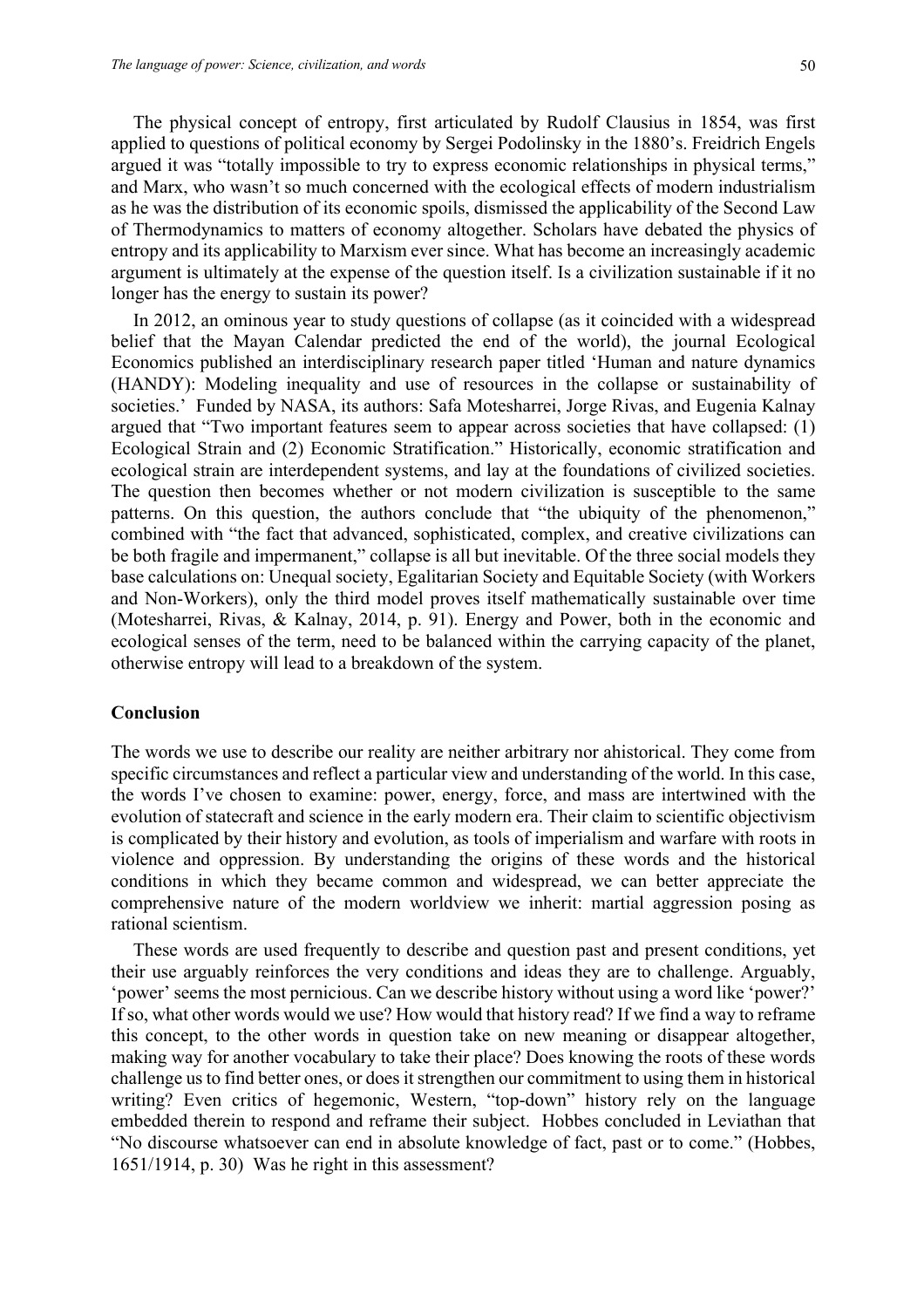The physical concept of entropy, first articulated by Rudolf Clausius in 1854, was first applied to questions of political economy by Sergei Podolinsky in the 1880's. Freidrich Engels argued it was "totally impossible to try to express economic relationships in physical terms," and Marx, who wasn't so much concerned with the ecological effects of modern industrialism as he was the distribution of its economic spoils, dismissed the applicability of the Second Law of Thermodynamics to matters of economy altogether. Scholars have debated the physics of entropy and its applicability to Marxism ever since. What has become an increasingly academic argument is ultimately at the expense of the question itself. Is a civilization sustainable if it no longer has the energy to sustain its power?

In 2012, an ominous year to study questions of collapse (as it coincided with a widespread belief that the Mayan Calendar predicted the end of the world), the journal Ecological Economics published an interdisciplinary research paper titled 'Human and nature dynamics (HANDY): Modeling inequality and use of resources in the collapse or sustainability of societies.' Funded by NASA, its authors: Safa Motesharrei, Jorge Rivas, and Eugenia Kalnay argued that "Two important features seem to appear across societies that have collapsed: (1) Ecological Strain and (2) Economic Stratification." Historically, economic stratification and ecological strain are interdependent systems, and lay at the foundations of civilized societies. The question then becomes whether or not modern civilization is susceptible to the same patterns. On this question, the authors conclude that "the ubiquity of the phenomenon," combined with "the fact that advanced, sophisticated, complex, and creative civilizations can be both fragile and impermanent," collapse is all but inevitable. Of the three social models they base calculations on: Unequal society, Egalitarian Society and Equitable Society (with Workers and Non-Workers), only the third model proves itself mathematically sustainable over time (Motesharrei, Rivas, & Kalnay, 2014, p. 91). Energy and Power, both in the economic and ecological senses of the term, need to be balanced within the carrying capacity of the planet, otherwise entropy will lead to a breakdown of the system.

## Conclusion

The words we use to describe our reality are neither arbitrary nor ahistorical. They come from specific circumstances and reflect a particular view and understanding of the world. In this case, the words I've chosen to examine: power, energy, force, and mass are intertwined with the evolution of statecraft and science in the early modern era. Their claim to scientific objectivism is complicated by their history and evolution, as tools of imperialism and warfare with roots in violence and oppression. By understanding the origins of these words and the historical conditions in which they became common and widespread, we can better appreciate the comprehensive nature of the modern worldview we inherit: martial aggression posing as rational scientism.

These words are used frequently to describe and question past and present conditions, yet their use arguably reinforces the very conditions and ideas they are to challenge. Arguably, 'power' seems the most pernicious. Can we describe history without using a word like 'power?' If so, what other words would we use? How would that history read? If we find a way to reframe this concept, to the other words in question take on new meaning or disappear altogether, making way for another vocabulary to take their place? Does knowing the roots of these words challenge us to find better ones, or does it strengthen our commitment to using them in historical writing? Even critics of hegemonic, Western, "top-down" history rely on the language embedded therein to respond and reframe their subject. Hobbes concluded in Leviathan that "No discourse whatsoever can end in absolute knowledge of fact, past or to come." (Hobbes, 1651/1914, p. 30) Was he right in this assessment?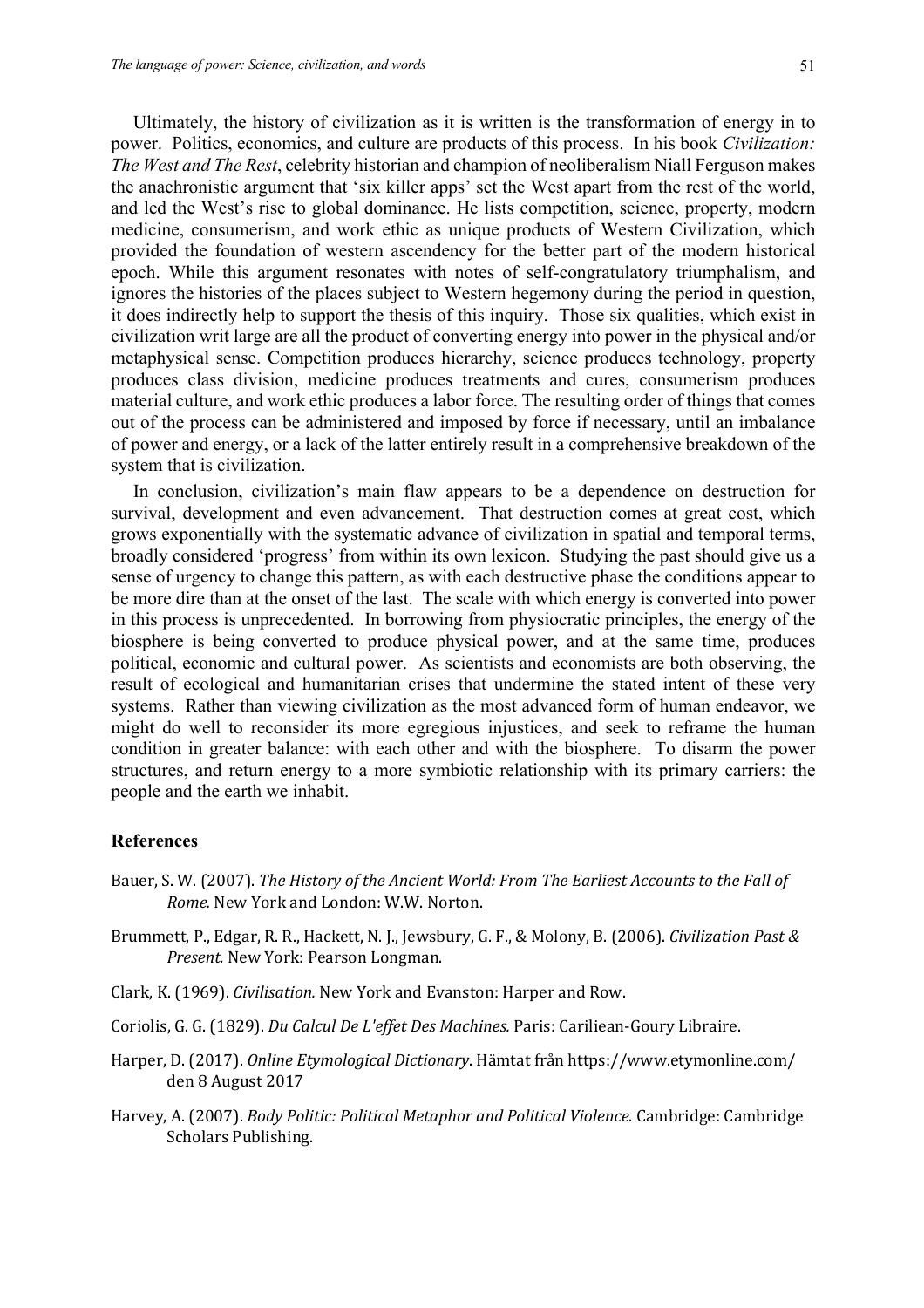Ultimately, the history of civilization as it is written is the transformation of energy in to power. Politics, economics, and culture are products of this process. In his book *Civilization: The West and The Rest*, celebrity historian and champion of neoliberalism Niall Ferguson makes the anachronistic argument that 'six killer apps' set the West apart from the rest of the world, and led the West's rise to global dominance. He lists competition, science, property, modern medicine, consumerism, and work ethic as unique products of Western Civilization, which provided the foundation of western ascendency for the better part of the modern historical epoch. While this argument resonates with notes of self-congratulatory triumphalism, and ignores the histories of the places subject to Western hegemony during the period in question, it does indirectly help to support the thesis of this inquiry. Those six qualities, which exist in civilization writ large are all the product of converting energy into power in the physical and/or metaphysical sense. Competition produces hierarchy, science produces technology, property produces class division, medicine produces treatments and cures, consumerism produces material culture, and work ethic produces a labor force. The resulting order of things that comes out of the process can be administered and imposed by force if necessary, until an imbalance of power and energy, or a lack of the latter entirely result in a comprehensive breakdown of the system that is civilization.

In conclusion, civilization's main flaw appears to be a dependence on destruction for survival, development and even advancement. That destruction comes at great cost, which grows exponentially with the systematic advance of civilization in spatial and temporal terms, broadly considered 'progress' from within its own lexicon. Studying the past should give us a sense of urgency to change this pattern, as with each destructive phase the conditions appear to be more dire than at the onset of the last. The scale with which energy is converted into power in this process is unprecedented. In borrowing from physiocratic principles, the energy of the biosphere is being converted to produce physical power, and at the same time, produces political, economic and cultural power. As scientists and economists are both observing, the result of ecological and humanitarian crises that undermine the stated intent of these very systems. Rather than viewing civilization as the most advanced form of human endeavor, we might do well to reconsider its more egregious injustices, and seek to reframe the human condition in greater balance: with each other and with the biosphere. To disarm the power structures, and return energy to a more symbiotic relationship with its primary carriers: the people and the earth we inhabit.

## References

Bauer, S. W. (2007). *The History of the Ancient World: From The Earliest Accounts to the Fall of Rome.* New York and London: W.W. Norton.

Brummett, P., Edgar, R. R., Hackett, N. J., Jewsbury, G. F., & Molony, B. (2006). *Civilization Past & Present.* New York: Pearson Longman.

Clark, K. (1969). *Civilisation.* New York and Evanston: Harper and Row.

Coriolis, G. G. (1829). *Du Calcul De L'effet Des Machines.* Paris: Carilicean-Goury Libraire.

Harper, D. (2017). *Online Etymological Dictionary*. Hämtat från https://www.etymonline.com/ den 8 August 2017

Harvey, A. (2007). *Body Politic: Political Metaphor and Political Violence.* Cambridge: Cambridge Scholars Publishing.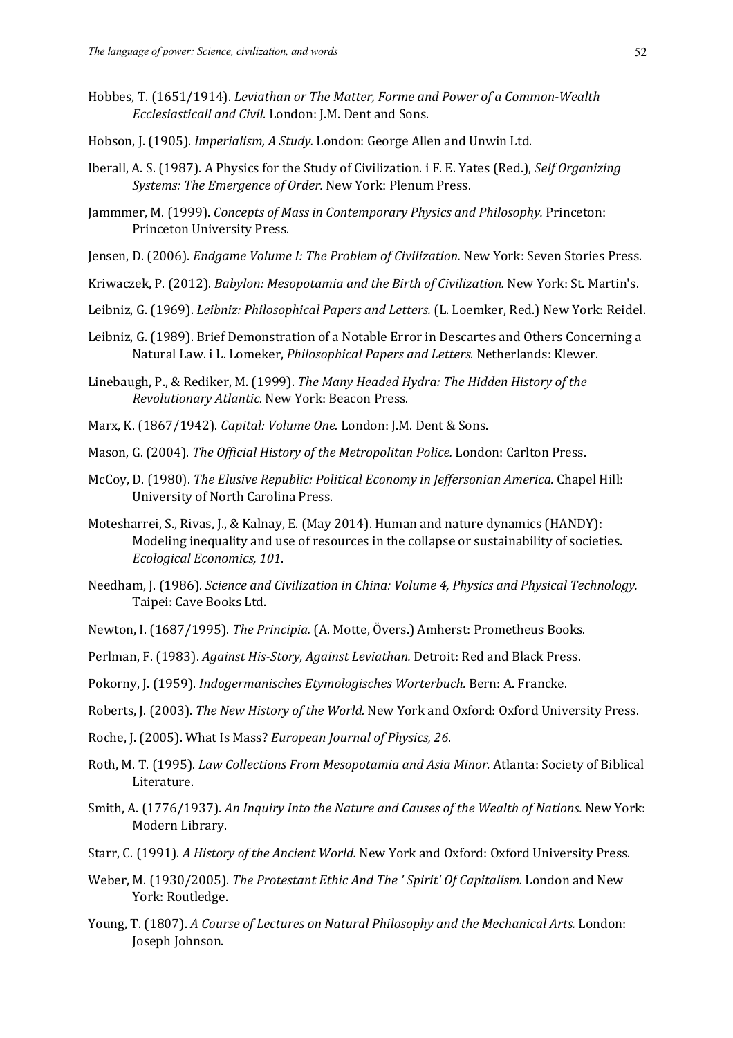Hobbes, T. (1651/1914). *Leviathan or The Matter, Forme and Power of a Common-Wealth Ecclesiasticall and Civil.* London: J.M. Dent and Sons.

Hobson, J. (1905). *Imperialism, A Study.* London: George Allen and Unwin Ltd.

Iberall, A. S. (1987). A Physics for the Study of Civilization. i F. E. Yates (Red.), *Self Organizing Systems: The Emergence of Order.* New York: Plenum Press.

Jammmer, M. (1999). *Concepts of Mass in Contemporary Physics and Philosophy.* Princeton: Princeton University Press.

Jensen, D. (2006). *Endgame Volume I: The Problem of Civilization.* New York: Seven Stories Press.

Kriwaczek, P. (2012). *Babylon: Mesopotamia and the Birth of Civilization.* New York: St. Martin's.

Leibniz, G. (1969). *Leibniz: Philosophical Papers and Letters.* (L. Loemker, Red.) New York: Reidel.

Leibniz, G. (1989). Brief Demonstration of a Notable Error in Descartes and Others Concerning a Natural Law. i L. Lomeker, *Philosophical Papers and Letters.* Netherlands: Klewer.

Linebaugh, P., & Rediker, M. (1999). *The Many Headed Hydra: The Hidden History of the Revolutionary Atlantic.* New York: Beacon Press.

Marx, K. (1867/1942). *Capital: Volume One.* London: J.M. Dent & Sons.

Mason, G. (2004). *The Official History of the Metropolitan Police.* London: Carlton Press.

McCoy, D. (1980). *The Elusive Republic: Political Economy in Jeffersonian America.* Chapel Hill: University of North Carolina Press.

Motesharrei, S., Rivas, J., & Kalnay, E. (May 2014). Human and nature dynamics (HANDY): Modeling inequality and use of resources in the collapse or sustainability of societies. *Ecological Economics, 101*.

Needham, J. (1986). *Science and Civilization in China: Volume 4, Physics and Physical Technology.* Taipei: Cave Books Ltd.

Newton, I. (1687/1995). *The Principia.* (A. Motte, Övers.) Amherst: Prometheus Books.

Perlman, F. (1983). *Against His-Story, Against Leviathan.* Detroit: Red and Black Press.

Pokorny, J. (1959). *Indogermanisches Etymologisches Worterbuch.* Bern: A. Francke.

Roberts, J. (2003). *The New History of the World.* New York and Oxford: Oxford University Press.

Roche, J. (2005). What Is Mass? *European Journal of Physics, 26*.

Roth, M. T. (1995). *Law Collections From Mesopotamia and Asia Minor.* Atlanta: Society of Biblical Literature.

Smith, A. (1776/1937). *An Inquiry Into the Nature and Causes of the Wealth of Nations.* New York: Modern Library.

Starr, C. (1991). *A History of the Ancient World.* New York and Oxford: Oxford University Press.

Weber, M. (1930/2005). *The Protestant Ethic And The ' Spirit' Of Capitalism.* London and New York: Routledge.

Young, T. (1807). *A Course of Lectures on Natural Philosophy and the Mechanical Arts.* London: Joseph Johnson.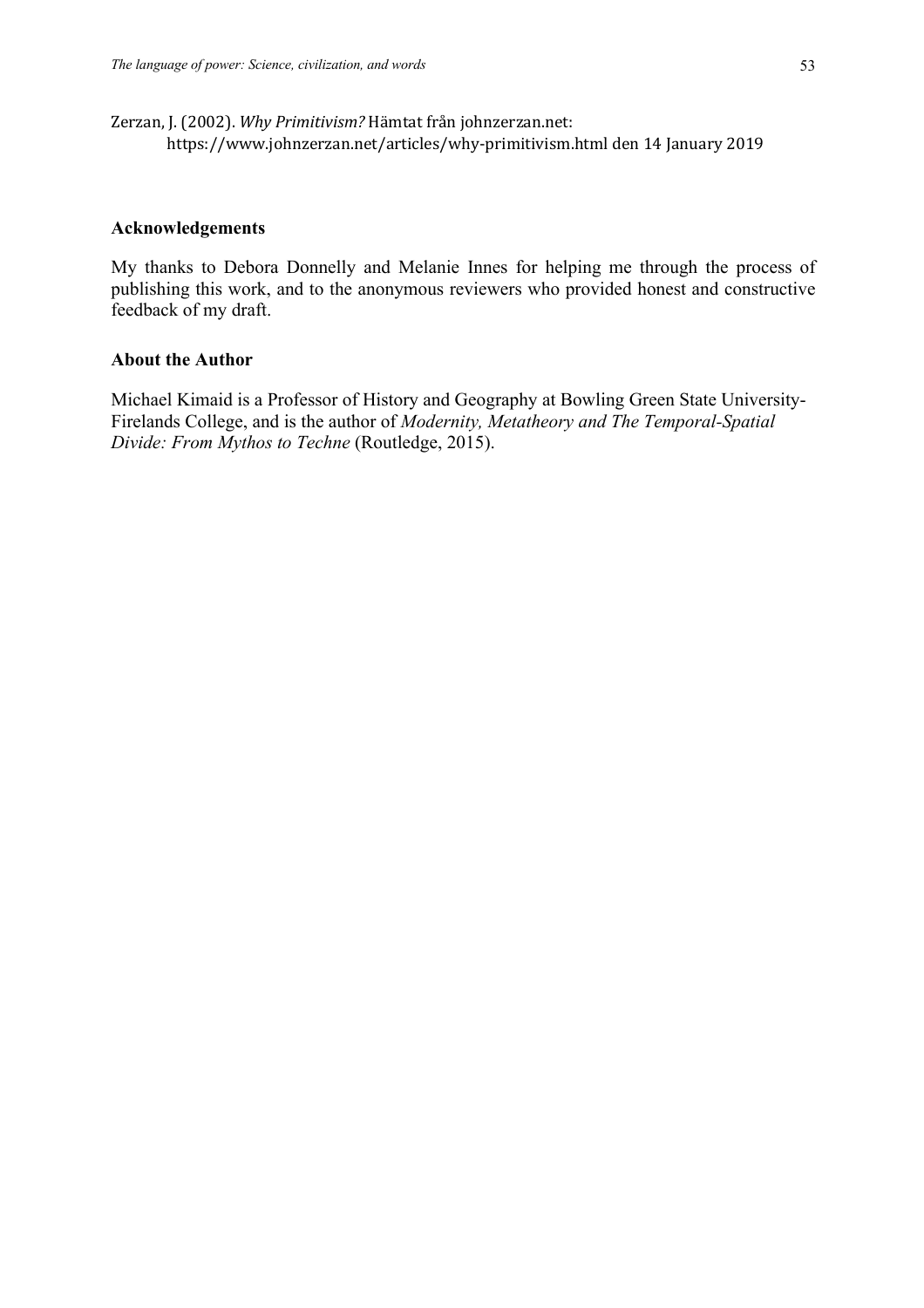Zerzan, J. (2002). *Why Primitivism?* Hämtat från johnzerzan.net: https://www.johnzerzan.net/articles/why-primitivism.html den 14 January 2019

## Acknowledgements

My thanks to Debora Donnelly and Melanie Innes for helping me through the process of publishing this work, and to the anonymous reviewers who provided honest and constructive feedback of my draft.

## About the Author

Michael Kimaid is a Professor of History and Geography at Bowling Green State University-Firelands College, and is the author of *Modernity, Metatheory and The Temporal-Spatial Divide: From Mythos to Techne* (Routledge, 2015).